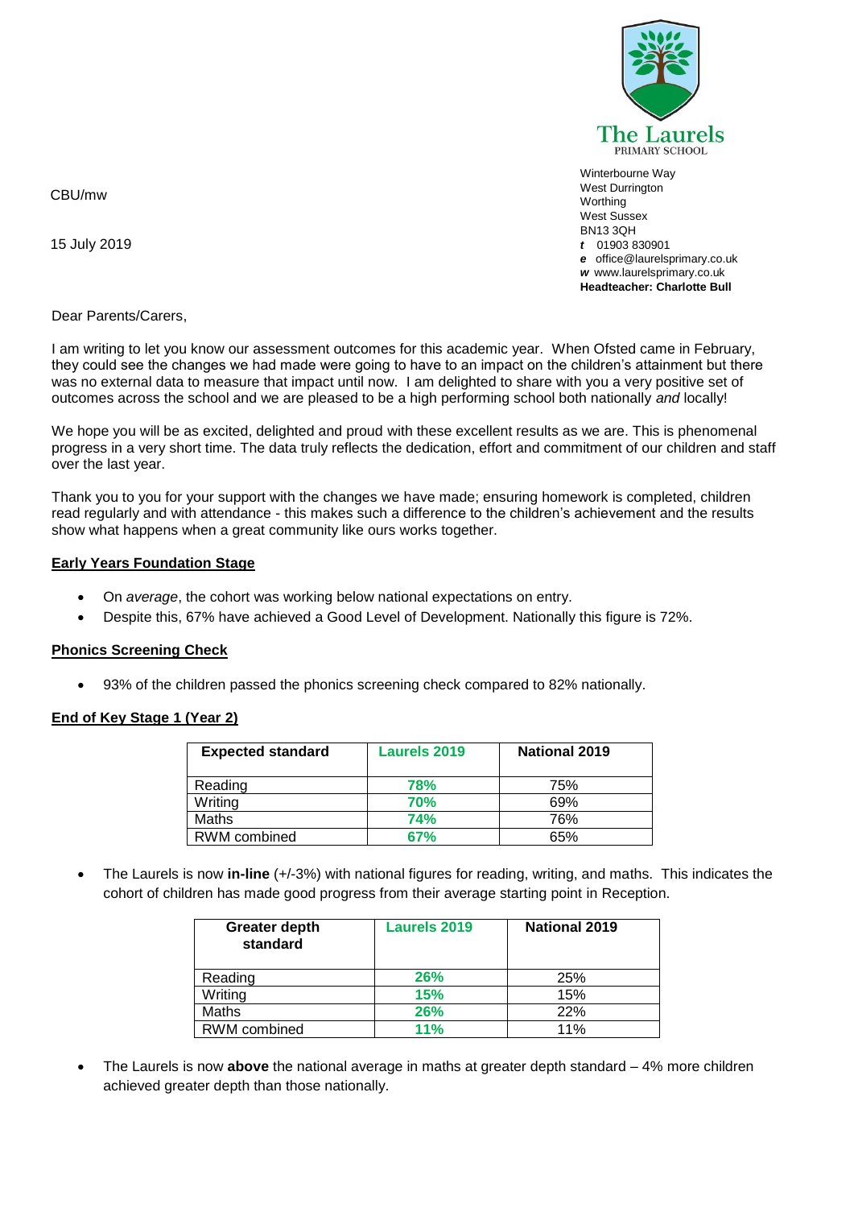The Laurels
PRIMARY SCHOOL

Winterbourne Way
West Durrington
Worthing
West Sussex
BN13 3QH
*t* 01903 830901
*e* office@laurelsprimary.co.uk
*w* www.laurelsprimary.co.uk
**Headteacher: Charlotte Bull**

CBU/mw

15 July 2019

Dear Parents/Carers,

I am writing to let you know our assessment outcomes for this academic year. When Ofsted came in February, they could see the changes we had made were going to have to an impact on the children's attainment but there was no external data to measure that impact until now. I am delighted to share with you a very positive set of outcomes across the school and we are pleased to be a high performing school both nationally *and* locally!

We hope you will be as excited, delighted and proud with these excellent results as we are. This is phenomenal progress in a very short time. The data truly reflects the dedication, effort and commitment of our children and staff over the last year.

Thank you to you for your support with the changes we have made; ensuring homework is completed, children read regularly and with attendance - this makes such a difference to the children's achievement and the results show what happens when a great community like ours works together.

## Early Years Foundation Stage

- On *average*, the cohort was working below national expectations on entry.
- Despite this, 67% have achieved a Good Level of Development. Nationally this figure is 72%.

## Phonics Screening Check

- 93% of the children passed the phonics screening check compared to 82% nationally.

## End of Key Stage 1 (Year 2)

| Expected standard | Laurels 2019 | National 2019 |
|---|---|---|
| Reading | **78%** | 75% |
| Writing | **70%** | 69% |
| Maths | **74%** | 76% |
| RWM combined | **67%** | 65% |

- The Laurels is now **in-line** (+/-3%) with national figures for reading, writing, and maths. This indicates the cohort of children has made good progress from their average starting point in Reception.

| Greater depth standard | Laurels 2019 | National 2019 |
|---|---|---|
| Reading | **26%** | 25% |
| Writing | **15%** | 15% |
| Maths | **26%** | 22% |
| RWM combined | **11%** | 11% |

- The Laurels is now **above** the national average in maths at greater depth standard – 4% more children achieved greater depth than those nationally.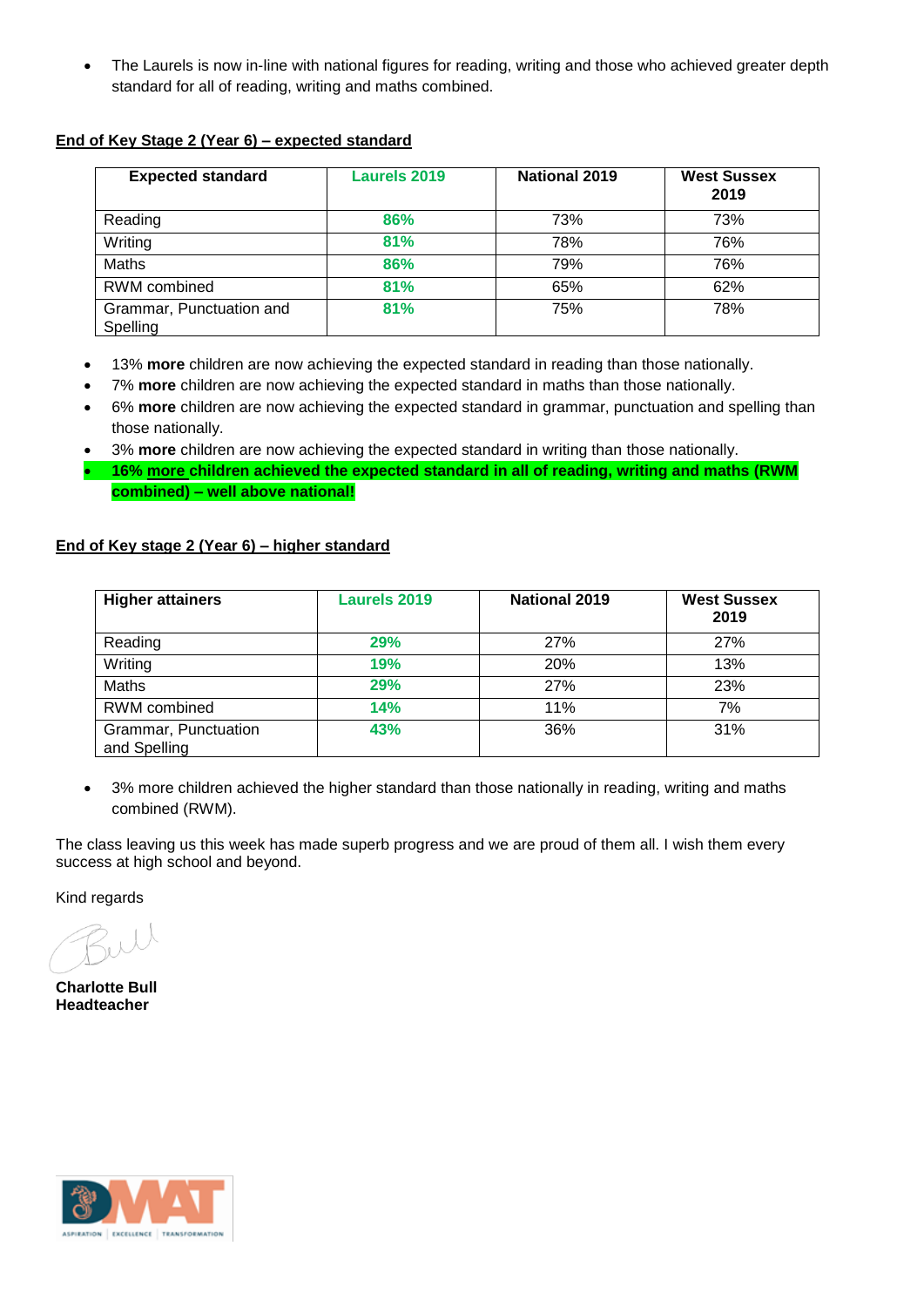- The Laurels is now in-line with national figures for reading, writing and those who achieved greater depth standard for all of reading, writing and maths combined.

**End of Key Stage 2 (Year 6) – expected standard**

| Expected standard | Laurels 2019 | National 2019 | West Sussex 2019 |
|---|---|---|---|
| Reading | **86%** | 73% | 73% |
| Writing | **81%** | 78% | 76% |
| Maths | **86%** | 79% | 76% |
| RWM combined | **81%** | 65% | 62% |
| Grammar, Punctuation and Spelling | **81%** | 75% | 78% |

- 13% **more** children are now achieving the expected standard in reading than those nationally.
- 7% **more** children are now achieving the expected standard in maths than those nationally.
- 6% **more** children are now achieving the expected standard in grammar, punctuation and spelling than those nationally.
- 3% **more** children are now achieving the expected standard in writing than those nationally.
- **16% more children achieved the expected standard in all of reading, writing and maths (RWM combined) – well above national!**

**End of Key stage 2 (Year 6) – higher standard**

| Higher attainers | Laurels 2019 | National 2019 | West Sussex 2019 |
|---|---|---|---|
| Reading | **29%** | 27% | 27% |
| Writing | **19%** | 20% | 13% |
| Maths | **29%** | 27% | 23% |
| RWM combined | **14%** | 11% | 7% |
| Grammar, Punctuation and Spelling | **43%** | 36% | 31% |

- 3% more children achieved the higher standard than those nationally in reading, writing and maths combined (RWM).

The class leaving us this week has made superb progress and we are proud of them all. I wish them every success at high school and beyond.

Kind regards

**Charlotte Bull**
**Headteacher**

ASPIRATION | EXCELLENCE | TRANSFORMATION